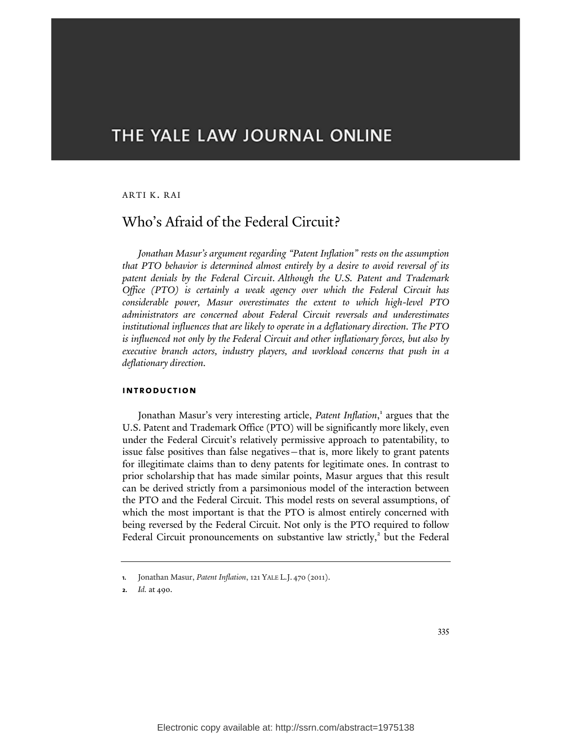# THE YALE LAW JOURNAL ONLINE

ARTI K. RAI

## Who's Afraid of the Federal Circuit?

*Jonathan Masur's argument regarding "Patent Inflation" rests on the assumption that PTO behavior is determined almost entirely by a desire to avoid reversal of its patent denials by the Federal Circuit. Although the U.S. Patent and Trademark Office (PTO) is certainly a weak agency over which the Federal Circuit has considerable power, Masur overestimates the extent to which high-level PTO administrators are concerned about Federal Circuit reversals and underestimates institutional influences that are likely to operate in a deflationary direction. The PTO is influenced not only by the Federal Circuit and other inflationary forces, but also by executive branch actors, industry players, and workload concerns that push in a deflationary direction.*

### INTRODUCTION

Jonathan Masur's very interesting article, *Patent Inflation*,[1] argues that the U.S. Patent and Trademark Office (PTO) will be significantly more likely, even under the Federal Circuit's relatively permissive approach to patentability, to issue false positives than false negatives—that is, more likely to grant patents for illegitimate claims than to deny patents for legitimate ones. In contrast to prior scholarship that has made similar points, Masur argues that this result can be derived strictly from a parsimonious model of the interaction between the PTO and the Federal Circuit. This model rests on several assumptions, of which the most important is that the PTO is almost entirely concerned with being reversed by the Federal Circuit. Not only is the PTO required to follow Federal Circuit pronouncements on substantive law strictly,[2] but the Federal

---

1. Jonathan Masur, *Patent Inflation*, 121 YALE L.J. 470 (2011).
2. *Id.* at 490.

Electronic copy available at: http://ssrn.com/abstract=1975138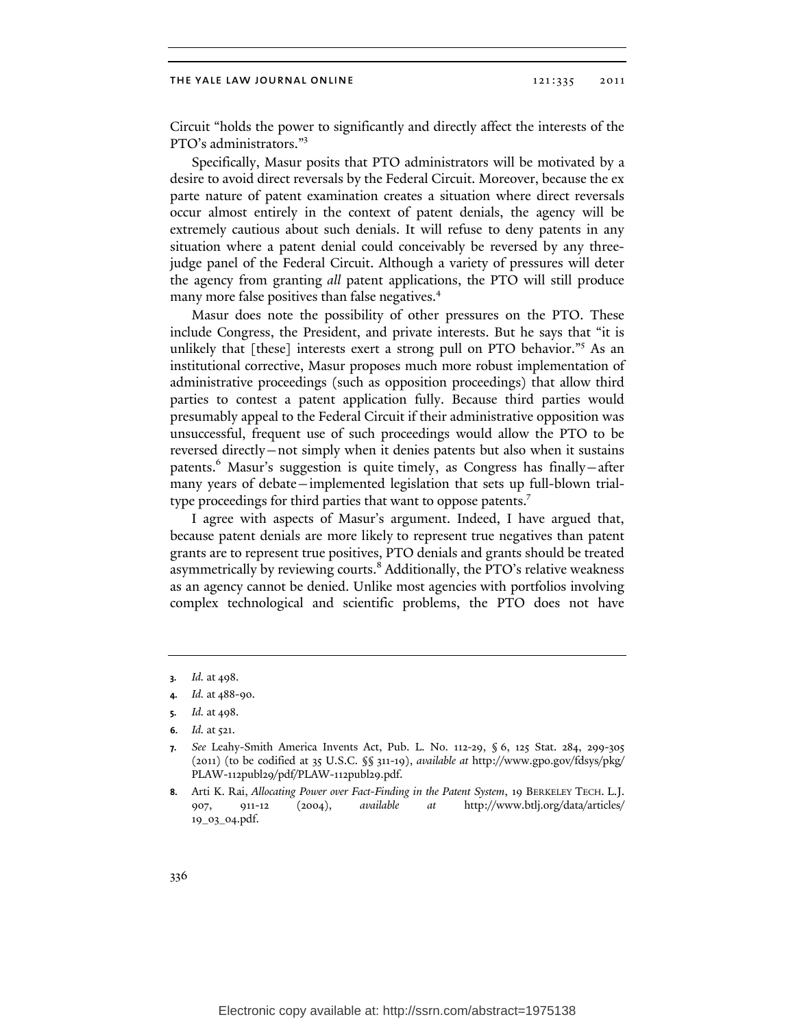Circuit "holds the power to significantly and directly affect the interests of the PTO's administrators."[3]

Specifically, Masur posits that PTO administrators will be motivated by a desire to avoid direct reversals by the Federal Circuit. Moreover, because the ex parte nature of patent examination creates a situation where direct reversals occur almost entirely in the context of patent denials, the agency will be extremely cautious about such denials. It will refuse to deny patents in any situation where a patent denial could conceivably be reversed by any three-judge panel of the Federal Circuit. Although a variety of pressures will deter the agency from granting *all* patent applications, the PTO will still produce many more false positives than false negatives.[4]

Masur does note the possibility of other pressures on the PTO. These include Congress, the President, and private interests. But he says that "it is unlikely that [these] interests exert a strong pull on PTO behavior."[5] As an institutional corrective, Masur proposes much more robust implementation of administrative proceedings (such as opposition proceedings) that allow third parties to contest a patent application fully. Because third parties would presumably appeal to the Federal Circuit if their administrative opposition was unsuccessful, frequent use of such proceedings would allow the PTO to be reversed directly—not simply when it denies patents but also when it sustains patents.[6] Masur's suggestion is quite timely, as Congress has finally—after many years of debate—implemented legislation that sets up full-blown trial-type proceedings for third parties that want to oppose patents.[7]

I agree with aspects of Masur's argument. Indeed, I have argued that, because patent denials are more likely to represent true negatives than patent grants are to represent true positives, PTO denials and grants should be treated asymmetrically by reviewing courts.[8] Additionally, the PTO's relative weakness as an agency cannot be denied. Unlike most agencies with portfolios involving complex technological and scientific problems, the PTO does not have

---

3. *Id.* at 498.

4. *Id.* at 488-90.

5. *Id.* at 498.

6. *Id.* at 521.

7. *See* Leahy-Smith America Invents Act, Pub. L. No. 112-29, § 6, 125 Stat. 284, 299-305 (2011) (to be codified at 35 U.S.C. §§ 311-19), *available at* http://www.gpo.gov/fdsys/pkg/PLAW-112publ29/pdf/PLAW-112publ29.pdf.

8. Arti K. Rai, *Allocating Power over Fact-Finding in the Patent System*, 19 BERKELEY TECH. L.J. 907, 911-12 (2004), *available at* http://www.btlj.org/data/articles/19_03_04.pdf.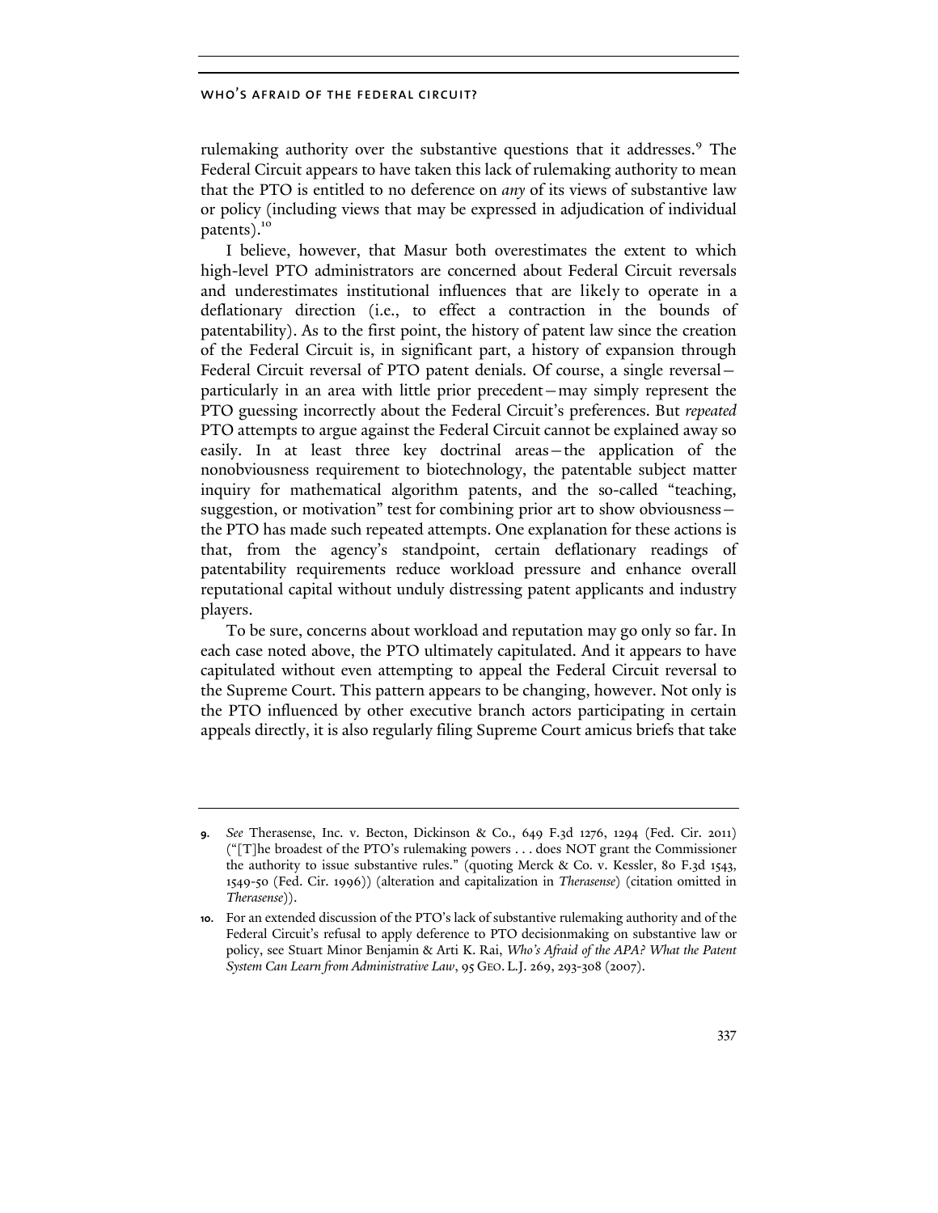rulemaking authority over the substantive questions that it addresses.[9] The Federal Circuit appears to have taken this lack of rulemaking authority to mean that the PTO is entitled to no deference on *any* of its views of substantive law or policy (including views that may be expressed in adjudication of individual patents).[10]

I believe, however, that Masur both overestimates the extent to which high-level PTO administrators are concerned about Federal Circuit reversals and underestimates institutional influences that are likely to operate in a deflationary direction (i.e., to effect a contraction in the bounds of patentability). As to the first point, the history of patent law since the creation of the Federal Circuit is, in significant part, a history of expansion through Federal Circuit reversal of PTO patent denials. Of course, a single reversal—particularly in an area with little prior precedent—may simply represent the PTO guessing incorrectly about the Federal Circuit's preferences. But *repeated* PTO attempts to argue against the Federal Circuit cannot be explained away so easily. In at least three key doctrinal areas—the application of the nonobviousness requirement to biotechnology, the patentable subject matter inquiry for mathematical algorithm patents, and the so-called "teaching, suggestion, or motivation" test for combining prior art to show obviousness—the PTO has made such repeated attempts. One explanation for these actions is that, from the agency's standpoint, certain deflationary readings of patentability requirements reduce workload pressure and enhance overall reputational capital without unduly distressing patent applicants and industry players.

To be sure, concerns about workload and reputation may go only so far. In each case noted above, the PTO ultimately capitulated. And it appears to have capitulated without even attempting to appeal the Federal Circuit reversal to the Supreme Court. This pattern appears to be changing, however. Not only is the PTO influenced by other executive branch actors participating in certain appeals directly, it is also regularly filing Supreme Court amicus briefs that take

---

9. *See* Therasense, Inc. v. Becton, Dickinson & Co., 649 F.3d 1276, 1294 (Fed. Cir. 2011) ("[T]he broadest of the PTO's rulemaking powers . . . does NOT grant the Commissioner the authority to issue substantive rules." (quoting Merck & Co. v. Kessler, 80 F.3d 1543, 1549-50 (Fed. Cir. 1996)) (alteration and capitalization in *Therasense*) (citation omitted in *Therasense*)).

10. For an extended discussion of the PTO's lack of substantive rulemaking authority and of the Federal Circuit's refusal to apply deference to PTO decisionmaking on substantive law or policy, see Stuart Minor Benjamin & Arti K. Rai, *Who's Afraid of the APA? What the Patent System Can Learn from Administrative Law*, 95 GEO. L.J. 269, 293-308 (2007).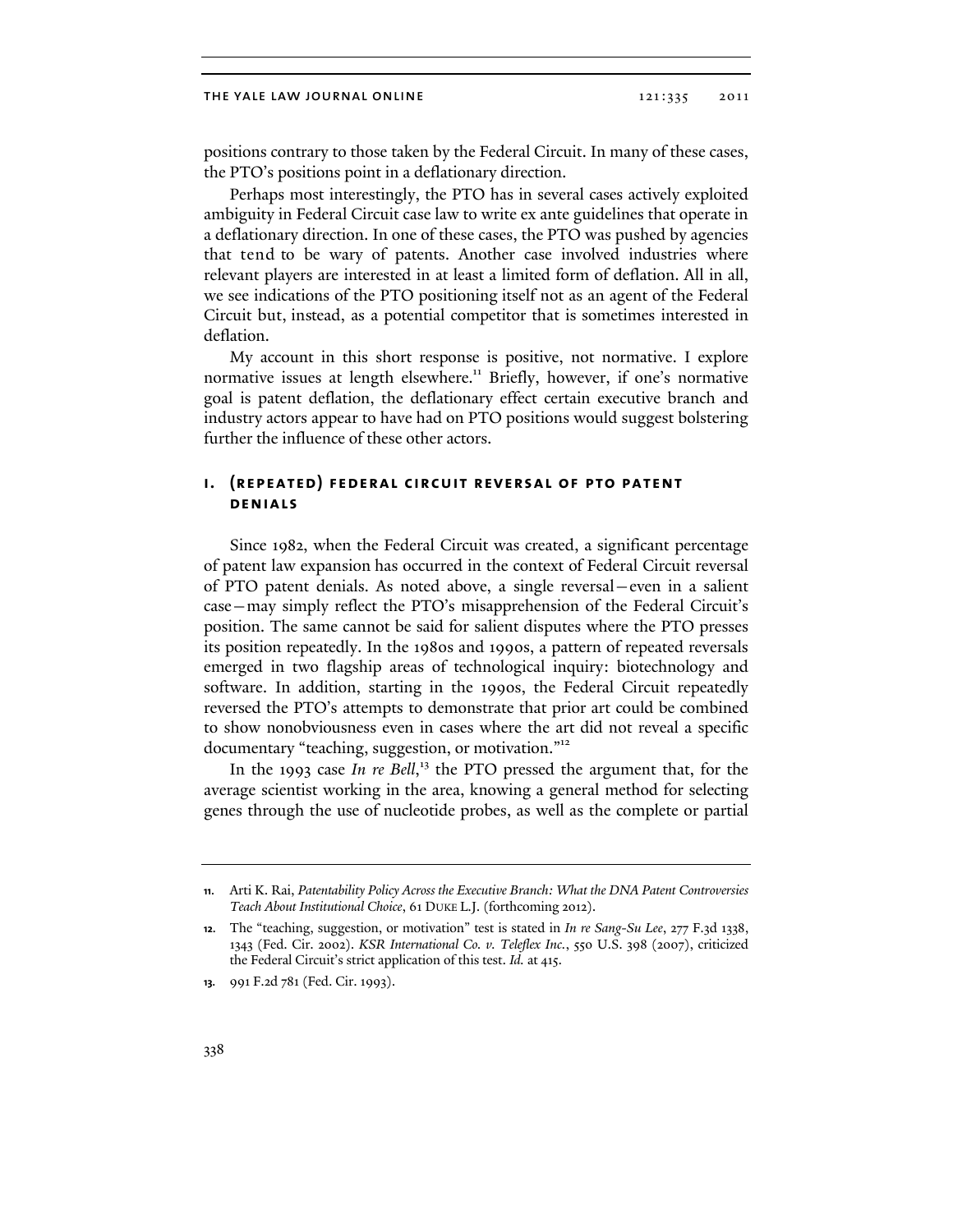positions contrary to those taken by the Federal Circuit. In many of these cases, the PTO's positions point in a deflationary direction.

Perhaps most interestingly, the PTO has in several cases actively exploited ambiguity in Federal Circuit case law to write ex ante guidelines that operate in a deflationary direction. In one of these cases, the PTO was pushed by agencies that tend to be wary of patents. Another case involved industries where relevant players are interested in at least a limited form of deflation. All in all, we see indications of the PTO positioning itself not as an agent of the Federal Circuit but, instead, as a potential competitor that is sometimes interested in deflation.

My account in this short response is positive, not normative. I explore normative issues at length elsewhere.[11] Briefly, however, if one's normative goal is patent deflation, the deflationary effect certain executive branch and industry actors appear to have had on PTO positions would suggest bolstering further the influence of these other actors.

## I. (REPEATED) FEDERAL CIRCUIT REVERSAL OF PTO PATENT DENIALS

Since 1982, when the Federal Circuit was created, a significant percentage of patent law expansion has occurred in the context of Federal Circuit reversal of PTO patent denials. As noted above, a single reversal—even in a salient case—may simply reflect the PTO's misapprehension of the Federal Circuit's position. The same cannot be said for salient disputes where the PTO presses its position repeatedly. In the 1980s and 1990s, a pattern of repeated reversals emerged in two flagship areas of technological inquiry: biotechnology and software. In addition, starting in the 1990s, the Federal Circuit repeatedly reversed the PTO's attempts to demonstrate that prior art could be combined to show nonobviousness even in cases where the art did not reveal a specific documentary "teaching, suggestion, or motivation."[12]

In the 1993 case *In re Bell*,[13] the PTO pressed the argument that, for the average scientist working in the area, knowing a general method for selecting genes through the use of nucleotide probes, as well as the complete or partial

---

11. Arti K. Rai, *Patentability Policy Across the Executive Branch: What the DNA Patent Controversies Teach About Institutional Choice*, 61 DUKE L.J. (forthcoming 2012).

12. The "teaching, suggestion, or motivation" test is stated in *In re Sang-Su Lee*, 277 F.3d 1338, 1343 (Fed. Cir. 2002). *KSR International Co. v. Teleflex Inc.*, 550 U.S. 398 (2007), criticized the Federal Circuit's strict application of this test. *Id.* at 415.

13. 991 F.2d 781 (Fed. Cir. 1993).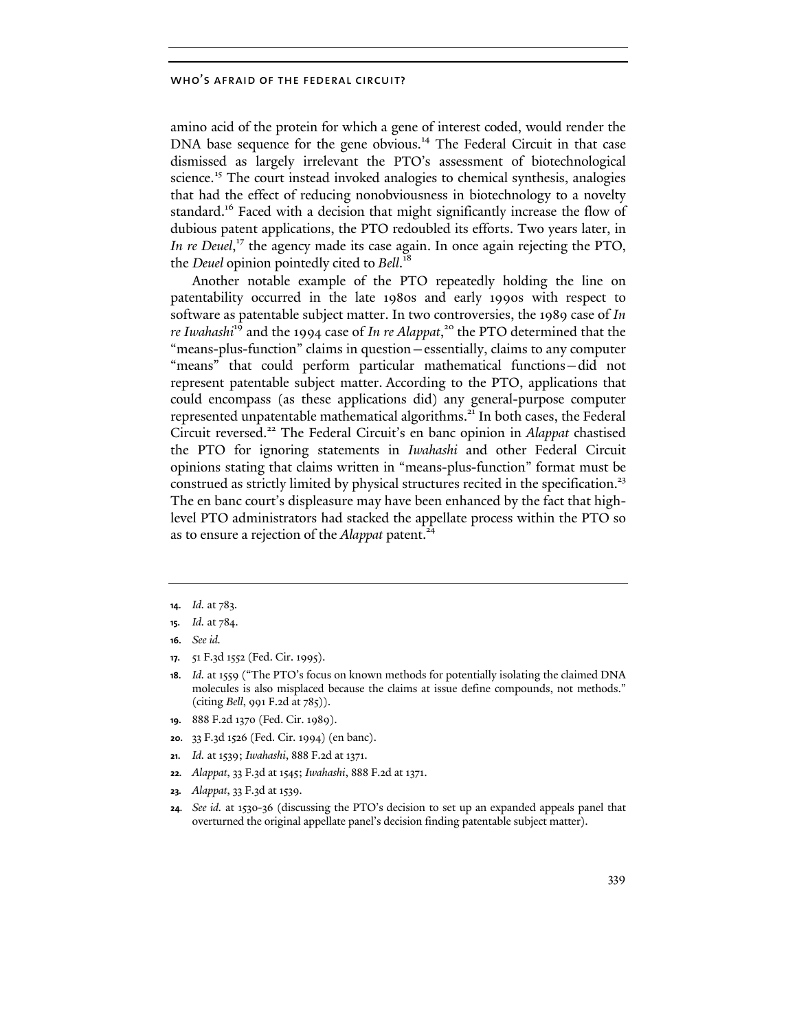amino acid of the protein for which a gene of interest coded, would render the DNA base sequence for the gene obvious.[14] The Federal Circuit in that case dismissed as largely irrelevant the PTO's assessment of biotechnological science.[15] The court instead invoked analogies to chemical synthesis, analogies that had the effect of reducing nonobviousness in biotechnology to a novelty standard.[16] Faced with a decision that might significantly increase the flow of dubious patent applications, the PTO redoubled its efforts. Two years later, in *In re Deuel*,[17] the agency made its case again. In once again rejecting the PTO, the *Deuel* opinion pointedly cited to *Bell*.[18]

Another notable example of the PTO repeatedly holding the line on patentability occurred in the late 1980s and early 1990s with respect to software as patentable subject matter. In two controversies, the 1989 case of *In re Iwahashi*[19] and the 1994 case of *In re Alappat*,[20] the PTO determined that the "means-plus-function" claims in question—essentially, claims to any computer "means" that could perform particular mathematical functions—did not represent patentable subject matter. According to the PTO, applications that could encompass (as these applications did) any general-purpose computer represented unpatentable mathematical algorithms.[21] In both cases, the Federal Circuit reversed.[22] The Federal Circuit's en banc opinion in *Alappat* chastised the PTO for ignoring statements in *Iwahashi* and other Federal Circuit opinions stating that claims written in "means-plus-function" format must be construed as strictly limited by physical structures recited in the specification.[23] The en banc court's displeasure may have been enhanced by the fact that high-level PTO administrators had stacked the appellate process within the PTO so as to ensure a rejection of the *Alappat* patent.[24]

---

14. *Id.* at 783.
15. *Id.* at 784.
16. *See id.*
17. 51 F.3d 1552 (Fed. Cir. 1995).
18. *Id.* at 1559 ("The PTO's focus on known methods for potentially isolating the claimed DNA molecules is also misplaced because the claims at issue define compounds, not methods." (citing *Bell*, 991 F.2d at 785)).
19. 888 F.2d 1370 (Fed. Cir. 1989).
20. 33 F.3d 1526 (Fed. Cir. 1994) (en banc).
21. *Id.* at 1539; *Iwahashi*, 888 F.2d at 1371.
22. *Alappat*, 33 F.3d at 1545; *Iwahashi*, 888 F.2d at 1371.
23. *Alappat*, 33 F.3d at 1539.
24. *See id.* at 1530-36 (discussing the PTO's decision to set up an expanded appeals panel that overturned the original appellate panel's decision finding patentable subject matter).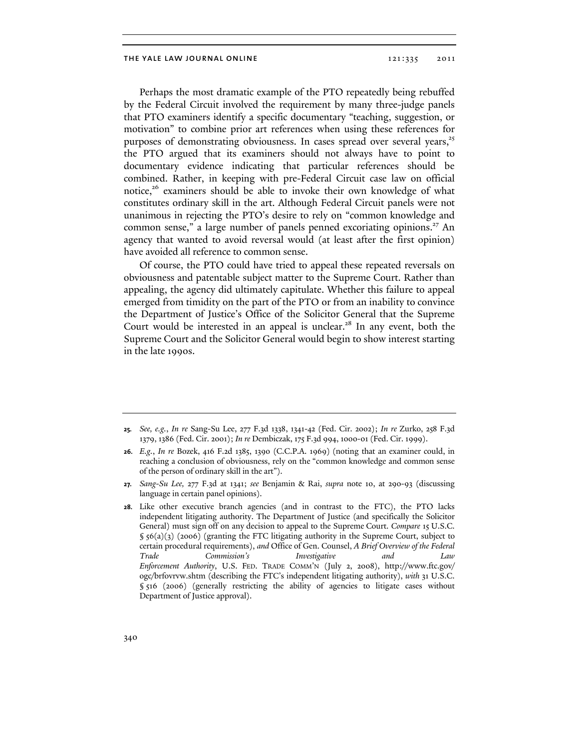Perhaps the most dramatic example of the PTO repeatedly being rebuffed by the Federal Circuit involved the requirement by many three-judge panels that PTO examiners identify a specific documentary "teaching, suggestion, or motivation" to combine prior art references when using these references for purposes of demonstrating obviousness. In cases spread over several years,[25] the PTO argued that its examiners should not always have to point to documentary evidence indicating that particular references should be combined. Rather, in keeping with pre-Federal Circuit case law on official notice,[26] examiners should be able to invoke their own knowledge of what constitutes ordinary skill in the art. Although Federal Circuit panels were not unanimous in rejecting the PTO's desire to rely on "common knowledge and common sense," a large number of panels penned excoriating opinions.[27] An agency that wanted to avoid reversal would (at least after the first opinion) have avoided all reference to common sense.

Of course, the PTO could have tried to appeal these repeated reversals on obviousness and patentable subject matter to the Supreme Court. Rather than appealing, the agency did ultimately capitulate. Whether this failure to appeal emerged from timidity on the part of the PTO or from an inability to convince the Department of Justice's Office of the Solicitor General that the Supreme Court would be interested in an appeal is unclear.[28] In any event, both the Supreme Court and the Solicitor General would begin to show interest starting in the late 1990s.

---

**25.** *See, e.g.*, *In re* Sang-Su Lee, 277 F.3d 1338, 1341-42 (Fed. Cir. 2002); *In re* Zurko, 258 F.3d 1379, 1386 (Fed. Cir. 2001); *In re* Dembiczak, 175 F.3d 994, 1000-01 (Fed. Cir. 1999).

**26.** *E.g.*, *In re* Bozek, 416 F.2d 1385, 1390 (C.C.P.A. 1969) (noting that an examiner could, in reaching a conclusion of obviousness, rely on the "common knowledge and common sense of the person of ordinary skill in the art").

**27.** *Sang-Su Lee,* 277 F.3d at 1341; *see* Benjamin & Rai, *supra* note 10, at 290-93 (discussing language in certain panel opinions).

**28.** Like other executive branch agencies (and in contrast to the FTC), the PTO lacks independent litigating authority. The Department of Justice (and specifically the Solicitor General) must sign off on any decision to appeal to the Supreme Court. *Compare* 15 U.S.C. § 56(a)(3) (2006) (granting the FTC litigating authority in the Supreme Court, subject to certain procedural requirements), *and* Office of Gen. Counsel, *A Brief Overview of the Federal Trade Commission's Investigative and Law Enforcement Authority*, U.S. FED. TRADE COMM'N (July 2, 2008), http://www.ftc.gov/ogc/brfovrvw.shtm (describing the FTC's independent litigating authority), *with* 31 U.S.C. § 516 (2006) (generally restricting the ability of agencies to litigate cases without Department of Justice approval).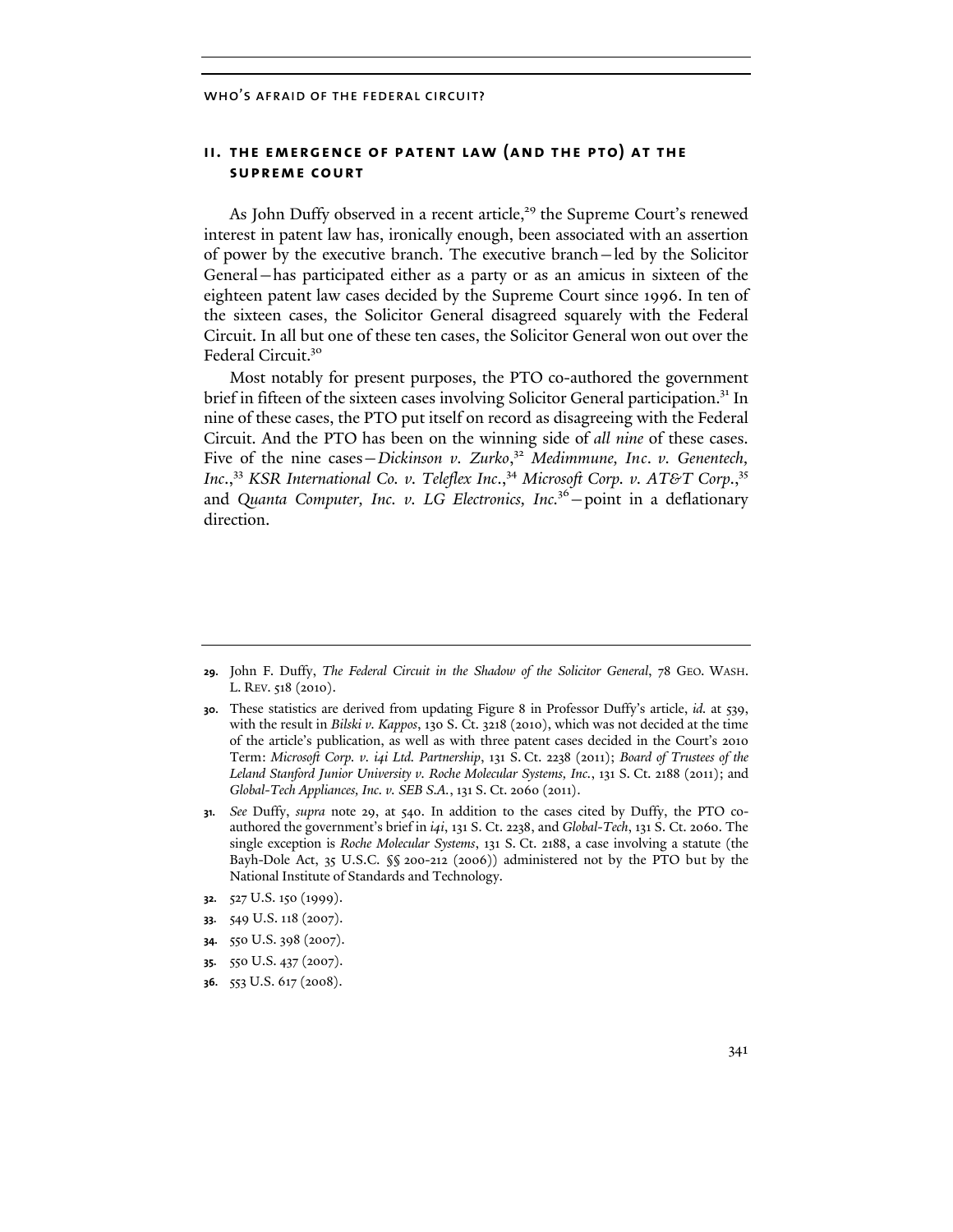## II. THE EMERGENCE OF PATENT LAW (AND THE PTO) AT THE SUPREME COURT

As John Duffy observed in a recent article,[29] the Supreme Court's renewed interest in patent law has, ironically enough, been associated with an assertion of power by the executive branch. The executive branch—led by the Solicitor General—has participated either as a party or as an amicus in sixteen of the eighteen patent law cases decided by the Supreme Court since 1996. In ten of the sixteen cases, the Solicitor General disagreed squarely with the Federal Circuit. In all but one of these ten cases, the Solicitor General won out over the Federal Circuit.[30]

Most notably for present purposes, the PTO co-authored the government brief in fifteen of the sixteen cases involving Solicitor General participation.[31] In nine of these cases, the PTO put itself on record as disagreeing with the Federal Circuit. And the PTO has been on the winning side of *all nine* of these cases. Five of the nine cases—*Dickinson v. Zurko*,[32] *Medimmune, Inc. v. Genentech, Inc.*,[33] *KSR International Co. v. Teleflex Inc.*,[34] *Microsoft Corp. v. AT&T Corp.*,[35] and *Quanta Computer, Inc. v. LG Electronics, Inc.*[36]—point in a deflationary direction.

---

**29.** John F. Duffy, *The Federal Circuit in the Shadow of the Solicitor General*, 78 GEO. WASH. L. REV. 518 (2010).

**30.** These statistics are derived from updating Figure 8 in Professor Duffy's article, *id.* at 539, with the result in *Bilski v. Kappos*, 130 S. Ct. 3218 (2010), which was not decided at the time of the article's publication, as well as with three patent cases decided in the Court's 2010 Term: *Microsoft Corp. v. i4i Ltd. Partnership*, 131 S. Ct. 2238 (2011); *Board of Trustees of the Leland Stanford Junior University v. Roche Molecular Systems, Inc.*, 131 S. Ct. 2188 (2011); and *Global-Tech Appliances, Inc. v. SEB S.A.*, 131 S. Ct. 2060 (2011).

**31.** *See* Duffy, *supra* note 29, at 540. In addition to the cases cited by Duffy, the PTO co-authored the government's brief in *i4i*, 131 S. Ct. 2238, and *Global-Tech*, 131 S. Ct. 2060. The single exception is *Roche Molecular Systems*, 131 S. Ct. 2188, a case involving a statute (the Bayh-Dole Act, 35 U.S.C. §§ 200-212 (2006)) administered not by the PTO but by the National Institute of Standards and Technology.

**32.** 527 U.S. 150 (1999).

**33.** 549 U.S. 118 (2007).

**34.** 550 U.S. 398 (2007).

**35.** 550 U.S. 437 (2007).

**36.** 553 U.S. 617 (2008).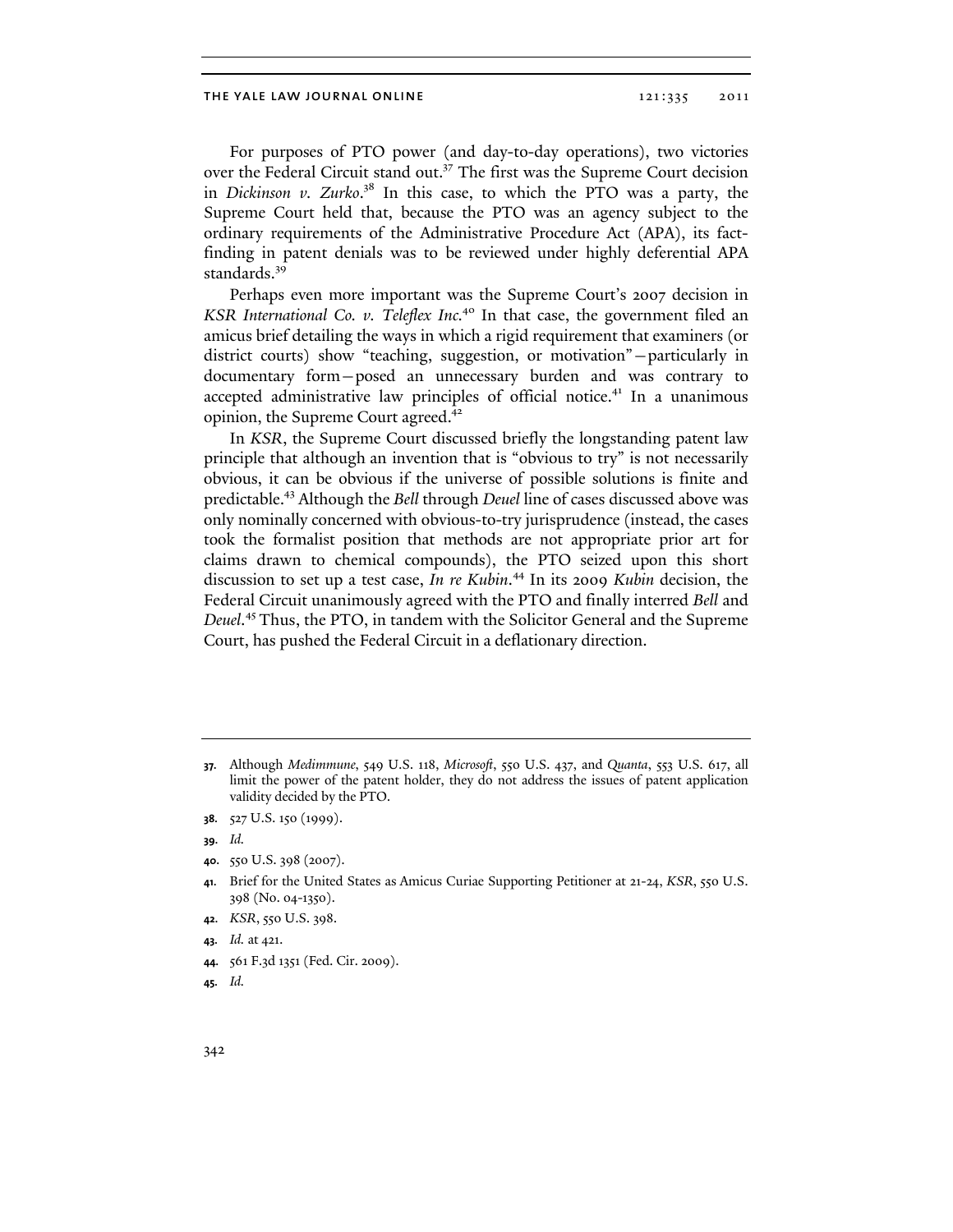For purposes of PTO power (and day-to-day operations), two victories over the Federal Circuit stand out.[37] The first was the Supreme Court decision in *Dickinson v. Zurko*.[38] In this case, to which the PTO was a party, the Supreme Court held that, because the PTO was an agency subject to the ordinary requirements of the Administrative Procedure Act (APA), its fact-finding in patent denials was to be reviewed under highly deferential APA standards.[39]

Perhaps even more important was the Supreme Court's 2007 decision in *KSR International Co. v. Teleflex Inc.*[40] In that case, the government filed an amicus brief detailing the ways in which a rigid requirement that examiners (or district courts) show "teaching, suggestion, or motivation"—particularly in documentary form—posed an unnecessary burden and was contrary to accepted administrative law principles of official notice.[41] In a unanimous opinion, the Supreme Court agreed.[42]

In *KSR*, the Supreme Court discussed briefly the longstanding patent law principle that although an invention that is "obvious to try" is not necessarily obvious, it can be obvious if the universe of possible solutions is finite and predictable.[43] Although the *Bell* through *Deuel* line of cases discussed above was only nominally concerned with obvious-to-try jurisprudence (instead, the cases took the formalist position that methods are not appropriate prior art for claims drawn to chemical compounds), the PTO seized upon this short discussion to set up a test case, *In re Kubin*.[44] In its 2009 *Kubin* decision, the Federal Circuit unanimously agreed with the PTO and finally interred *Bell* and *Deuel*.[45] Thus, the PTO, in tandem with the Solicitor General and the Supreme Court, has pushed the Federal Circuit in a deflationary direction.

---

**37.** Although *Medimmune*, 549 U.S. 118, *Microsoft*, 550 U.S. 437, and *Quanta*, 553 U.S. 617, all limit the power of the patent holder, they do not address the issues of patent application validity decided by the PTO.

**38.** 527 U.S. 150 (1999).

**39.** *Id.*

**40.** 550 U.S. 398 (2007).

**41.** Brief for the United States as Amicus Curiae Supporting Petitioner at 21-24, *KSR*, 550 U.S. 398 (No. 04-1350).

**42.** *KSR*, 550 U.S. 398.

**43.** *Id.* at 421.

**44.** 561 F.3d 1351 (Fed. Cir. 2009).

**45.** *Id.*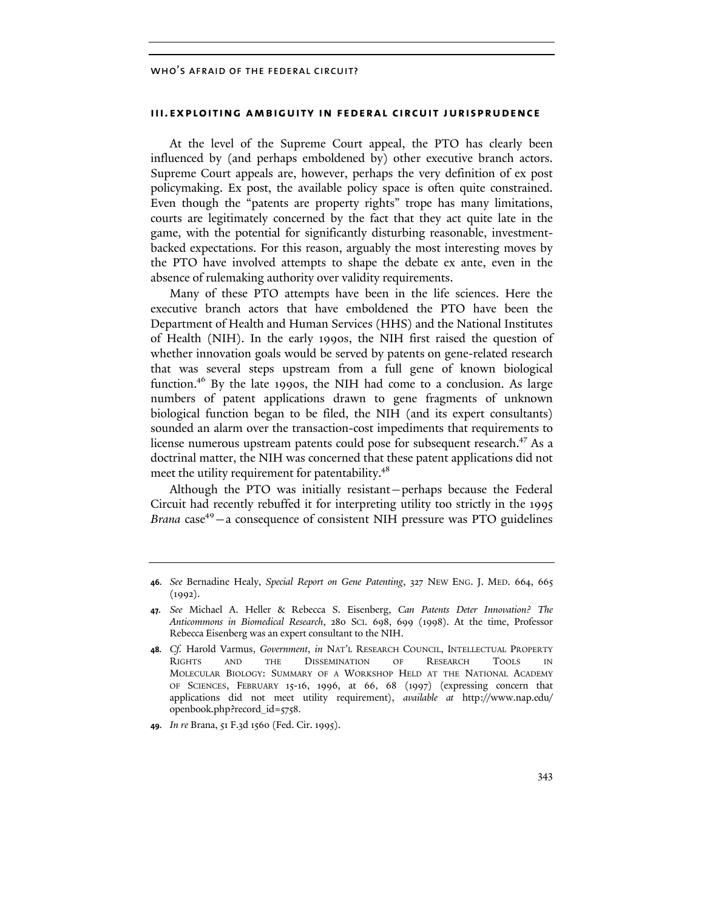## III. EXPLOITING AMBIGUITY IN FEDERAL CIRCUIT JURISPRUDENCE

At the level of the Supreme Court appeal, the PTO has clearly been influenced by (and perhaps emboldened by) other executive branch actors. Supreme Court appeals are, however, perhaps the very definition of ex post policymaking. Ex post, the available policy space is often quite constrained. Even though the "patents are property rights" trope has many limitations, courts are legitimately concerned by the fact that they act quite late in the game, with the potential for significantly disturbing reasonable, investment-backed expectations. For this reason, arguably the most interesting moves by the PTO have involved attempts to shape the debate ex ante, even in the absence of rulemaking authority over validity requirements.

Many of these PTO attempts have been in the life sciences. Here the executive branch actors that have emboldened the PTO have been the Department of Health and Human Services (HHS) and the National Institutes of Health (NIH). In the early 1990s, the NIH first raised the question of whether innovation goals would be served by patents on gene-related research that was several steps upstream from a full gene of known biological function.[46] By the late 1990s, the NIH had come to a conclusion. As large numbers of patent applications drawn to gene fragments of unknown biological function began to be filed, the NIH (and its expert consultants) sounded an alarm over the transaction-cost impediments that requirements to license numerous upstream patents could pose for subsequent research.[47] As a doctrinal matter, the NIH was concerned that these patent applications did not meet the utility requirement for patentability.[48]

Although the PTO was initially resistant—perhaps because the Federal Circuit had recently rebuffed it for interpreting utility too strictly in the 1995 *Brana* case[49]—a consequence of consistent NIH pressure was PTO guidelines

---

**46.** *See* Bernadine Healy, *Special Report on Gene Patenting*, 327 NEW ENG. J. MED. 664, 665 (1992).

**47.** *See* Michael A. Heller & Rebecca S. Eisenberg, *Can Patents Deter Innovation? The Anticommons in Biomedical Research*, 280 SCI. 698, 699 (1998). At the time, Professor Rebecca Eisenberg was an expert consultant to the NIH.

**48.** *Cf.* Harold Varmus, *Government*, *in* NAT'L RESEARCH COUNCIL, INTELLECTUAL PROPERTY RIGHTS AND THE DISSEMINATION OF RESEARCH TOOLS IN MOLECULAR BIOLOGY: SUMMARY OF A WORKSHOP HELD AT THE NATIONAL ACADEMY OF SCIENCES, FEBRUARY 15-16, 1996, at 66, 68 (1997) (expressing concern that applications did not meet utility requirement), *available at* http://www.nap.edu/openbook.php?record_id=5758.

**49.** *In re* Brana, 51 F.3d 1560 (Fed. Cir. 1995).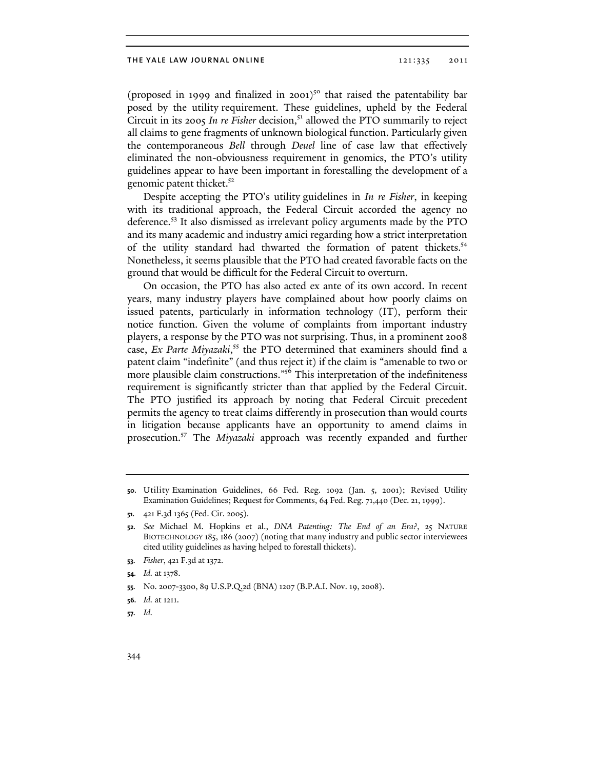(proposed in 1999 and finalized in 2001)[50] that raised the patentability bar posed by the utility requirement. These guidelines, upheld by the Federal Circuit in its 2005 *In re Fisher* decision,[51] allowed the PTO summarily to reject all claims to gene fragments of unknown biological function. Particularly given the contemporaneous *Bell* through *Deuel* line of case law that effectively eliminated the non-obviousness requirement in genomics, the PTO's utility guidelines appear to have been important in forestalling the development of a genomic patent thicket.[52]

Despite accepting the PTO's utility guidelines in *In re Fisher*, in keeping with its traditional approach, the Federal Circuit accorded the agency no deference.[53] It also dismissed as irrelevant policy arguments made by the PTO and its many academic and industry amici regarding how a strict interpretation of the utility standard had thwarted the formation of patent thickets.[54] Nonetheless, it seems plausible that the PTO had created favorable facts on the ground that would be difficult for the Federal Circuit to overturn.

On occasion, the PTO has also acted ex ante of its own accord. In recent years, many industry players have complained about how poorly claims on issued patents, particularly in information technology (IT), perform their notice function. Given the volume of complaints from important industry players, a response by the PTO was not surprising. Thus, in a prominent 2008 case, *Ex Parte Miyazaki*,[55] the PTO determined that examiners should find a patent claim "indefinite" (and thus reject it) if the claim is "amenable to two or more plausible claim constructions."[56] This interpretation of the indefiniteness requirement is significantly stricter than that applied by the Federal Circuit. The PTO justified its approach by noting that Federal Circuit precedent permits the agency to treat claims differently in prosecution than would courts in litigation because applicants have an opportunity to amend claims in prosecution.[57] The *Miyazaki* approach was recently expanded and further

---

50. Utility Examination Guidelines, 66 Fed. Reg. 1092 (Jan. 5, 2001); Revised Utility Examination Guidelines; Request for Comments, 64 Fed. Reg. 71,440 (Dec. 21, 1999).

51. 421 F.3d 1365 (Fed. Cir. 2005).

52. *See* Michael M. Hopkins et al., *DNA Patenting: The End of an Era?*, 25 NATURE BIOTECHNOLOGY 185, 186 (2007) (noting that many industry and public sector interviewees cited utility guidelines as having helped to forestall thickets).

53. *Fisher*, 421 F.3d at 1372.

54. *Id.* at 1378.

55. No. 2007-3300, 89 U.S.P.Q.2d (BNA) 1207 (B.P.A.I. Nov. 19, 2008).

56. *Id.* at 1211.

57. *Id.*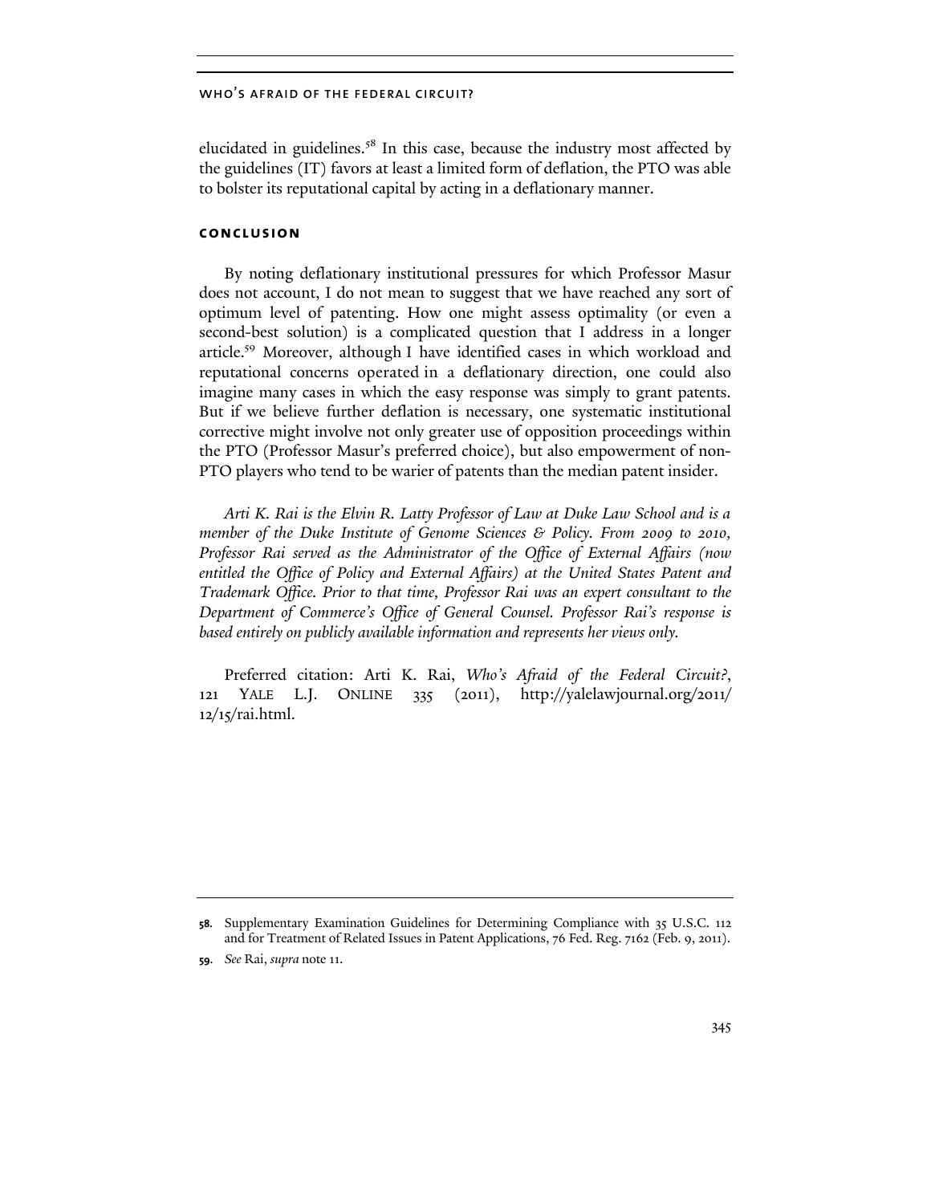elucidated in guidelines.[58] In this case, because the industry most affected by the guidelines (IT) favors at least a limited form of deflation, the PTO was able to bolster its reputational capital by acting in a deflationary manner.

## CONCLUSION

By noting deflationary institutional pressures for which Professor Masur does not account, I do not mean to suggest that we have reached any sort of optimum level of patenting. How one might assess optimality (or even a second-best solution) is a complicated question that I address in a longer article.[59] Moreover, although I have identified cases in which workload and reputational concerns operated in a deflationary direction, one could also imagine many cases in which the easy response was simply to grant patents. But if we believe further deflation is necessary, one systematic institutional corrective might involve not only greater use of opposition proceedings within the PTO (Professor Masur's preferred choice), but also empowerment of non-PTO players who tend to be warier of patents than the median patent insider.

*Arti K. Rai is the Elvin R. Latty Professor of Law at Duke Law School and is a member of the Duke Institute of Genome Sciences & Policy. From 2009 to 2010, Professor Rai served as the Administrator of the Office of External Affairs (now entitled the Office of Policy and External Affairs) at the United States Patent and Trademark Office. Prior to that time, Professor Rai was an expert consultant to the Department of Commerce's Office of General Counsel. Professor Rai's response is based entirely on publicly available information and represents her views only.*

Preferred citation: Arti K. Rai, *Who's Afraid of the Federal Circuit?*, 121 YALE L.J. ONLINE 335 (2011), http://yalelawjournal.org/2011/12/15/rai.html.

---

58. Supplementary Examination Guidelines for Determining Compliance with 35 U.S.C. 112 and for Treatment of Related Issues in Patent Applications, 76 Fed. Reg. 7162 (Feb. 9, 2011).

59. *See* Rai, *supra* note 11.